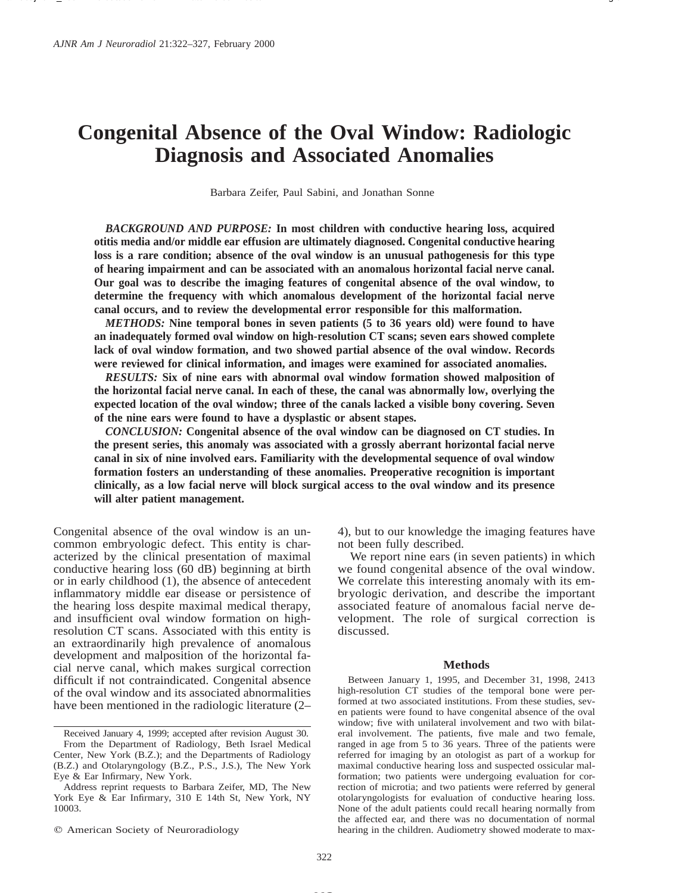# Congenital Absence of the Oval Window: Radiologic Diagnosis and Associated Anomalies

Barbara Zeifer, Paul Sabini, and Jonathan Sonne

***BACKGROUND AND PURPOSE:*** **In most children with conductive hearing loss, acquired otitis media and/or middle ear effusion are ultimately diagnosed. Congenital conductive hearing loss is a rare condition; absence of the oval window is an unusual pathogenesis for this type of hearing impairment and can be associated with an anomalous horizontal facial nerve canal. Our goal was to describe the imaging features of congenital absence of the oval window, to determine the frequency with which anomalous development of the horizontal facial nerve canal occurs, and to review the developmental error responsible for this malformation.**

***METHODS:*** **Nine temporal bones in seven patients (5 to 36 years old) were found to have an inadequately formed oval window on high-resolution CT scans; seven ears showed complete lack of oval window formation, and two showed partial absence of the oval window. Records were reviewed for clinical information, and images were examined for associated anomalies.**

***RESULTS:*** **Six of nine ears with abnormal oval window formation showed malposition of the horizontal facial nerve canal. In each of these, the canal was abnormally low, overlying the expected location of the oval window; three of the canals lacked a visible bony covering. Seven of the nine ears were found to have a dysplastic or absent stapes.**

***CONCLUSION:*** **Congenital absence of the oval window can be diagnosed on CT studies. In the present series, this anomaly was associated with a grossly aberrant horizontal facial nerve canal in six of nine involved ears. Familiarity with the developmental sequence of oval window formation fosters an understanding of these anomalies. Preoperative recognition is important clinically, as a low facial nerve will block surgical access to the oval window and its presence will alter patient management.**

Congenital absence of the oval window is an uncommon embryologic defect. This entity is characterized by the clinical presentation of maximal conductive hearing loss (60 dB) beginning at birth or in early childhood (1), the absence of antecedent inflammatory middle ear disease or persistence of the hearing loss despite maximal medical therapy, and insufficient oval window formation on high-resolution CT scans. Associated with this entity is an extraordinarily high prevalence of anomalous development and malposition of the horizontal facial nerve canal, which makes surgical correction difficult if not contraindicated. Congenital absence of the oval window and its associated abnormalities have been mentioned in the radiologic literature (2–4), but to our knowledge the imaging features have not been fully described.

We report nine ears (in seven patients) in which we found congenital absence of the oval window. We correlate this interesting anomaly with its embryologic derivation, and describe the important associated feature of anomalous facial nerve development. The role of surgical correction is discussed.

Received January 4, 1999; accepted after revision August 30.

From the Department of Radiology, Beth Israel Medical Center, New York (B.Z.); and the Departments of Radiology (B.Z.) and Otolaryngology (B.Z., P.S., J.S.), The New York Eye & Ear Infirmary, New York.

Address reprint requests to Barbara Zeifer, MD, The New York Eye & Ear Infirmary, 310 E 14th St, New York, NY 10003.

© American Society of Neuroradiology

## Methods

Between January 1, 1995, and December 31, 1998, 2413 high-resolution CT studies of the temporal bone were performed at two associated institutions. From these studies, seven patients were found to have congenital absence of the oval window; five with unilateral involvement and two with bilateral involvement. The patients, five male and two female, ranged in age from 5 to 36 years. Three of the patients were referred for imaging by an otologist as part of a workup for maximal conductive hearing loss and suspected ossicular malformation; two patients were undergoing evaluation for correction of microtia; and two patients were referred by general otolaryngologists for evaluation of conductive hearing loss. None of the adult patients could recall hearing normally from the affected ear, and there was no documentation of normal hearing in the children. Audiometry showed moderate to max-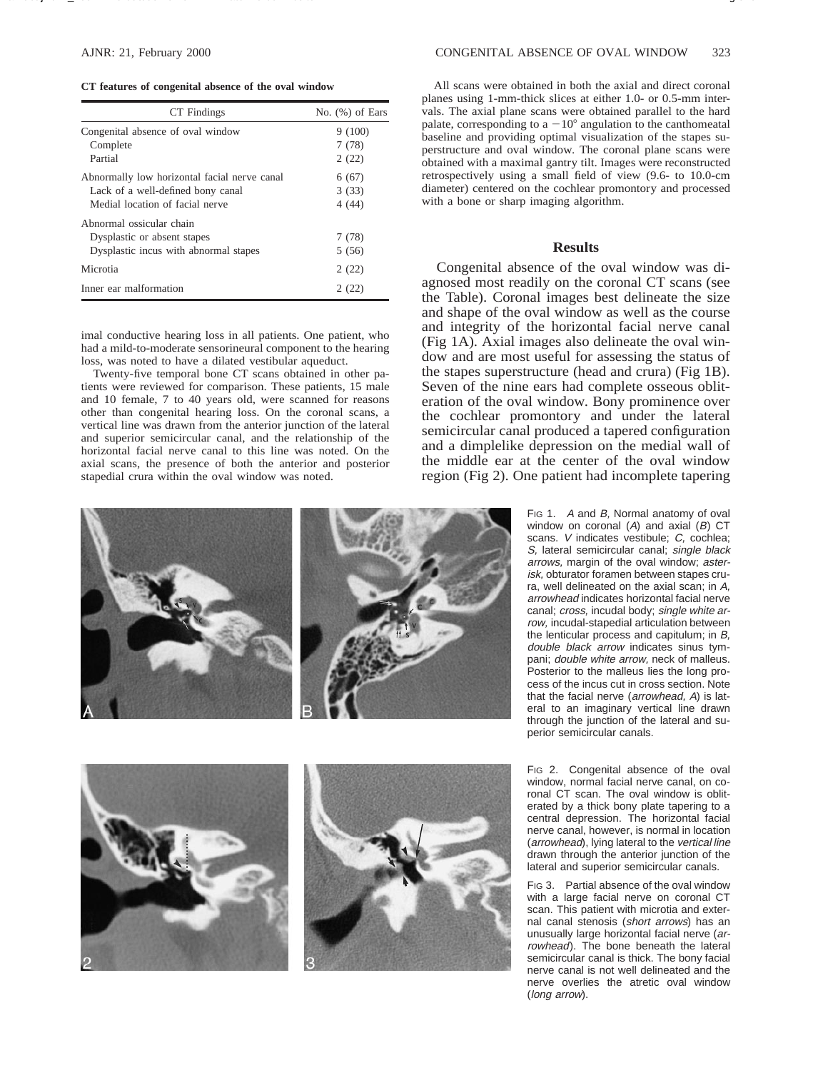**CT features of congenital absence of the oval window**

| CT Findings | No. (%) of Ears |
|---|---|
| Congenital absence of oval window | 9 (100) |
| Complete | 7 (78) |
| Partial | 2 (22) |
| Abnormally low horizontal facial nerve canal | 6 (67) |
| Lack of a well-defined bony canal | 3 (33) |
| Medial location of facial nerve | 4 (44) |
| Abnormal ossicular chain | |
| Dysplastic or absent stapes | 7 (78) |
| Dysplastic incus with abnormal stapes | 5 (56) |
| Microtia | 2 (22) |
| Inner ear malformation | 2 (22) |

imal conductive hearing loss in all patients. One patient, who had a mild-to-moderate sensorineural component to the hearing loss, was noted to have a dilated vestibular aqueduct.

Twenty-five temporal bone CT scans obtained in other patients were reviewed for comparison. These patients, 15 male and 10 female, 7 to 40 years old, were scanned for reasons other than congenital hearing loss. On the coronal scans, a vertical line was drawn from the anterior junction of the lateral and superior semicircular canal, and the relationship of the horizontal facial nerve canal to this line was noted. On the axial scans, the presence of both the anterior and posterior stapedial crura within the oval window was noted.

All scans were obtained in both the axial and direct coronal planes using 1-mm-thick slices at either 1.0- or 0.5-mm intervals. The axial plane scans were obtained parallel to the hard palate, corresponding to a $-10°$ angulation to the canthomeatal baseline and providing optimal visualization of the stapes superstructure and oval window. The coronal plane scans were obtained with a maximal gantry tilt. Images were reconstructed retrospectively using a small field of view (9.6- to 10.0-cm diameter) centered on the cochlear promontory and processed with a bone or sharp imaging algorithm.

## Results

Congenital absence of the oval window was diagnosed most readily on the coronal CT scans (see the Table). Coronal images best delineate the size and shape of the oval window as well as the course and integrity of the horizontal facial nerve canal (Fig 1A). Axial images also delineate the oval window and are most useful for assessing the status of the stapes superstructure (head and crura) (Fig 1B). Seven of the nine ears had complete osseous obliteration of the oval window. Bony prominence over the cochlear promontory and under the lateral semicircular canal produced a tapered configuration and a dimplelike depression on the medial wall of the middle ear at the center of the oval window region (Fig 2). One patient had incomplete tapering

Fig 1. *A* and *B*, Normal anatomy of oval window on coronal (*A*) and axial (*B*) CT scans. *V* indicates vestibule; *C*, cochlea; *S*, lateral semicircular canal; *single black arrows*, margin of the oval window; *asterisk*, obturator foramen between stapes crura, well delineated on the axial scan; in *A*, *arrowhead* indicates horizontal facial nerve canal; *cross*, incudal body; *single white arrow*, incudal-stapedial articulation between the lenticular process and capitulum; in *B*, *double black arrow* indicates sinus tympani; *double white arrow*, neck of malleus. Posterior to the malleus lies the long process of the incus cut in cross section. Note that the facial nerve (*arrowhead, A*) is lateral to an imaginary vertical line drawn through the junction of the lateral and superior semicircular canals.

Fig 2. Congenital absence of the oval window, normal facial nerve canal, on coronal CT scan. The oval window is obliterated by a thick bony plate tapering to a central depression. The horizontal facial nerve canal, however, is normal in location (*arrowhead*), lying lateral to the *vertical line* drawn through the anterior junction of the lateral and superior semicircular canals.

Fig 3. Partial absence of the oval window with a large facial nerve on coronal CT scan. This patient with microtia and external canal stenosis (*short arrows*) has an unusually large horizontal facial nerve (*arrowhead*). The bone beneath the lateral semicircular canal is thick. The bony facial nerve canal is not well delineated and the nerve overlies the atretic oval window (*long arrow*).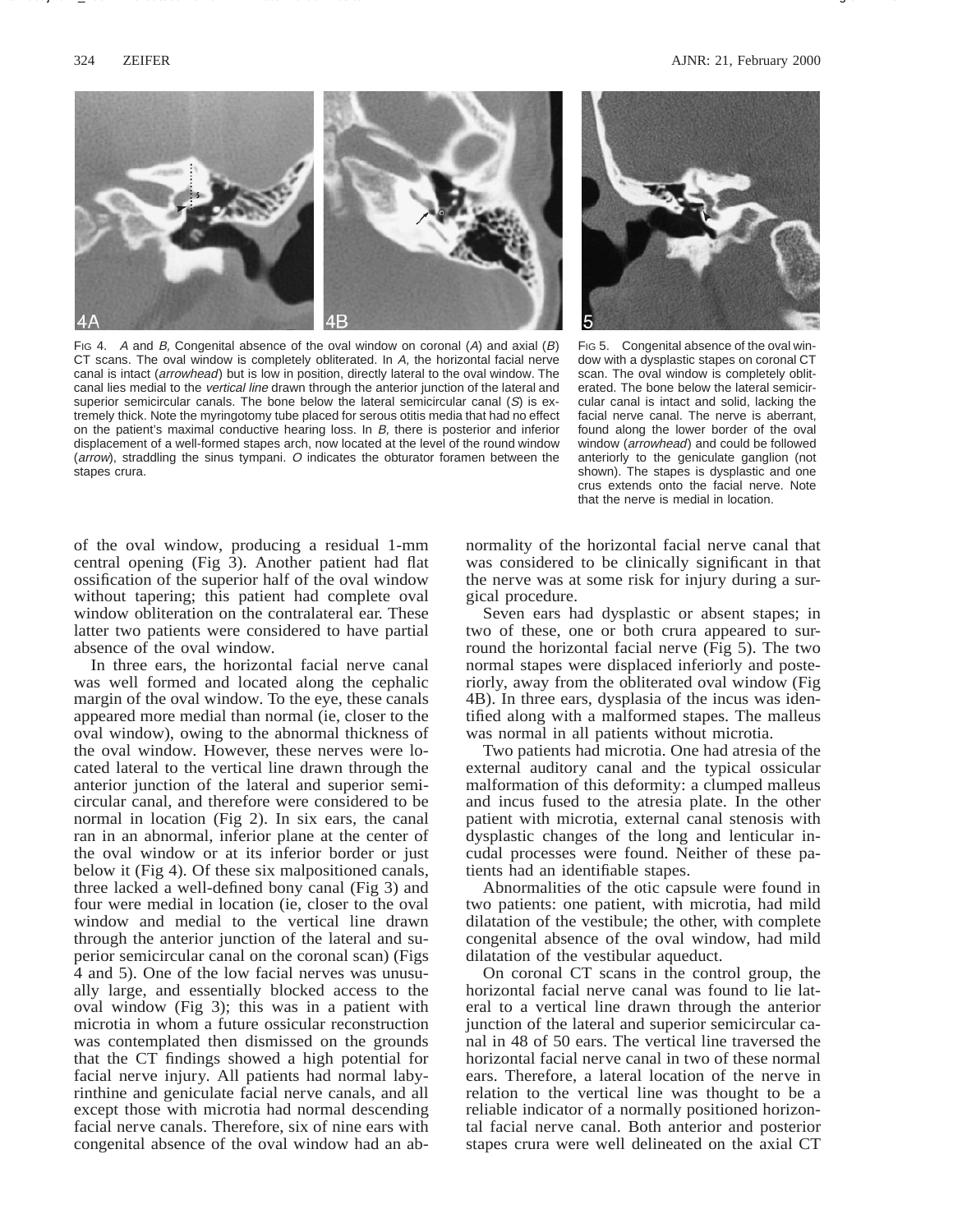FIG 4. *A* and *B,* Congenital absence of the oval window on coronal (*A*) and axial (*B*) CT scans. The oval window is completely obliterated. In *A,* the horizontal facial nerve canal is intact (*arrowhead*) but is low in position, directly lateral to the oval window. The canal lies medial to the *vertical line* drawn through the anterior junction of the lateral and superior semicircular canals. The bone below the lateral semicircular canal (*S*) is extremely thick. Note the myringotomy tube placed for serous otitis media that had no effect on the patient's maximal conductive hearing loss. In *B,* there is posterior and inferior displacement of a well-formed stapes arch, now located at the level of the round window (*arrow*), straddling the sinus tympani. *O* indicates the obturator foramen between the stapes crura.

FIG 5. Congenital absence of the oval window with a dysplastic stapes on coronal CT scan. The oval window is completely obliterated. The bone below the lateral semicircular canal is intact and solid, lacking the facial nerve canal. The nerve is aberrant, found along the lower border of the oval window (*arrowhead*) and could be followed anteriorly to the geniculate ganglion (not shown). The stapes is dysplastic and one crus extends onto the facial nerve. Note that the nerve is medial in location.

of the oval window, producing a residual 1-mm central opening (Fig 3). Another patient had flat ossification of the superior half of the oval window without tapering; this patient had complete oval window obliteration on the contralateral ear. These latter two patients were considered to have partial absence of the oval window.

In three ears, the horizontal facial nerve canal was well formed and located along the cephalic margin of the oval window. To the eye, these canals appeared more medial than normal (ie, closer to the oval window), owing to the abnormal thickness of the oval window. However, these nerves were located lateral to the vertical line drawn through the anterior junction of the lateral and superior semicircular canal, and therefore were considered to be normal in location (Fig 2). In six ears, the canal ran in an abnormal, inferior plane at the center of the oval window or at its inferior border or just below it (Fig 4). Of these six malpositioned canals, three lacked a well-defined bony canal (Fig 3) and four were medial in location (ie, closer to the oval window and medial to the vertical line drawn through the anterior junction of the lateral and superior semicircular canal on the coronal scan) (Figs 4 and 5). One of the low facial nerves was unusually large, and essentially blocked access to the oval window (Fig 3); this was in a patient with microtia in whom a future ossicular reconstruction was contemplated then dismissed on the grounds that the CT findings showed a high potential for facial nerve injury. All patients had normal labyrinthine and geniculate facial nerve canals, and all except those with microtia had normal descending facial nerve canals. Therefore, six of nine ears with congenital absence of the oval window had an abnormality of the horizontal facial nerve canal that was considered to be clinically significant in that the nerve was at some risk for injury during a surgical procedure.

Seven ears had dysplastic or absent stapes; in two of these, one or both crura appeared to surround the horizontal facial nerve (Fig 5). The two normal stapes were displaced inferiorly and posteriorly, away from the obliterated oval window (Fig 4B). In three ears, dysplasia of the incus was identified along with a malformed stapes. The malleus was normal in all patients without microtia.

Two patients had microtia. One had atresia of the external auditory canal and the typical ossicular malformation of this deformity: a clumped malleus and incus fused to the atresia plate. In the other patient with microtia, external canal stenosis with dysplastic changes of the long and lenticular incudal processes were found. Neither of these patients had an identifiable stapes.

Abnormalities of the otic capsule were found in two patients: one patient, with microtia, had mild dilatation of the vestibule; the other, with complete congenital absence of the oval window, had mild dilatation of the vestibular aqueduct.

On coronal CT scans in the control group, the horizontal facial nerve canal was found to lie lateral to a vertical line drawn through the anterior junction of the lateral and superior semicircular canal in 48 of 50 ears. The vertical line traversed the horizontal facial nerve canal in two of these normal ears. Therefore, a lateral location of the nerve in relation to the vertical line was thought to be a reliable indicator of a normally positioned horizontal facial nerve canal. Both anterior and posterior stapes crura were well delineated on the axial CT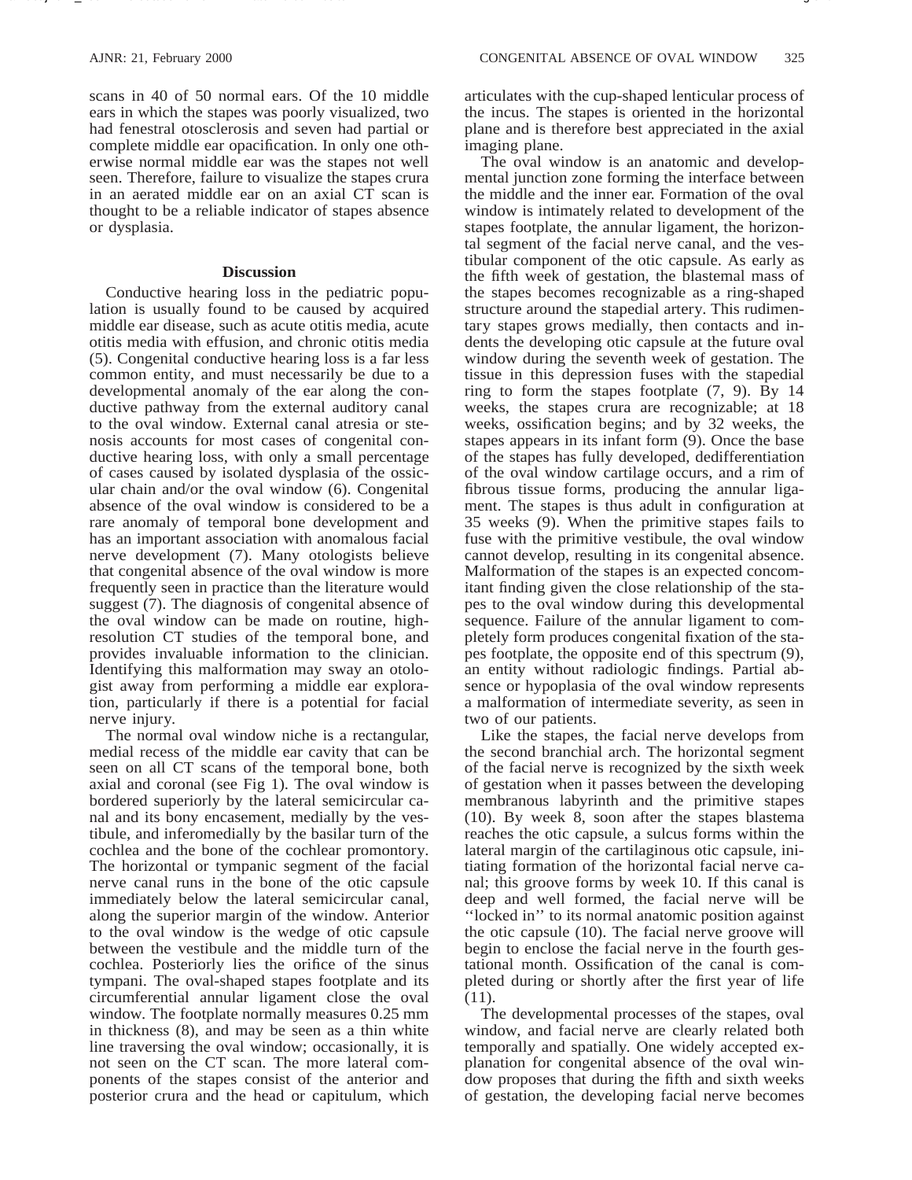scans in 40 of 50 normal ears. Of the 10 middle ears in which the stapes was poorly visualized, two had fenestral otosclerosis and seven had partial or complete middle ear opacification. In only one otherwise normal middle ear was the stapes not well seen. Therefore, failure to visualize the stapes crura in an aerated middle ear on an axial CT scan is thought to be a reliable indicator of stapes absence or dysplasia.

## Discussion

Conductive hearing loss in the pediatric population is usually found to be caused by acquired middle ear disease, such as acute otitis media, acute otitis media with effusion, and chronic otitis media (5). Congenital conductive hearing loss is a far less common entity, and must necessarily be due to a developmental anomaly of the ear along the conductive pathway from the external auditory canal to the oval window. External canal atresia or stenosis accounts for most cases of congenital conductive hearing loss, with only a small percentage of cases caused by isolated dysplasia of the ossicular chain and/or the oval window (6). Congenital absence of the oval window is considered to be a rare anomaly of temporal bone development and has an important association with anomalous facial nerve development (7). Many otologists believe that congenital absence of the oval window is more frequently seen in practice than the literature would suggest (7). The diagnosis of congenital absence of the oval window can be made on routine, high-resolution CT studies of the temporal bone, and provides invaluable information to the clinician. Identifying this malformation may sway an otologist away from performing a middle ear exploration, particularly if there is a potential for facial nerve injury.

The normal oval window niche is a rectangular, medial recess of the middle ear cavity that can be seen on all CT scans of the temporal bone, both axial and coronal (see Fig 1). The oval window is bordered superiorly by the lateral semicircular canal and its bony encasement, medially by the vestibule, and inferomedially by the basilar turn of the cochlea and the bone of the cochlear promontory. The horizontal or tympanic segment of the facial nerve canal runs in the bone of the otic capsule immediately below the lateral semicircular canal, along the superior margin of the window. Anterior to the oval window is the wedge of otic capsule between the vestibule and the middle turn of the cochlea. Posteriorly lies the orifice of the sinus tympani. The oval-shaped stapes footplate and its circumferential annular ligament close the oval window. The footplate normally measures 0.25 mm in thickness (8), and may be seen as a thin white line traversing the oval window; occasionally, it is not seen on the CT scan. The more lateral components of the stapes consist of the anterior and posterior crura and the head or capitulum, which articulates with the cup-shaped lenticular process of the incus. The stapes is oriented in the horizontal plane and is therefore best appreciated in the axial imaging plane.

The oval window is an anatomic and developmental junction zone forming the interface between the middle and the inner ear. Formation of the oval window is intimately related to development of the stapes footplate, the annular ligament, the horizontal segment of the facial nerve canal, and the vestibular component of the otic capsule. As early as the fifth week of gestation, the blastemal mass of the stapes becomes recognizable as a ring-shaped structure around the stapedial artery. This rudimentary stapes grows medially, then contacts and indents the developing otic capsule at the future oval window during the seventh week of gestation. The tissue in this depression fuses with the stapedial ring to form the stapes footplate (7, 9). By 14 weeks, the stapes crura are recognizable; at 18 weeks, ossification begins; and by 32 weeks, the stapes appears in its infant form (9). Once the base of the stapes has fully developed, dedifferentiation of the oval window cartilage occurs, and a rim of fibrous tissue forms, producing the annular ligament. The stapes is thus adult in configuration at 35 weeks (9). When the primitive stapes fails to fuse with the primitive vestibule, the oval window cannot develop, resulting in its congenital absence. Malformation of the stapes is an expected concomitant finding given the close relationship of the stapes to the oval window during this developmental sequence. Failure of the annular ligament to completely form produces congenital fixation of the stapes footplate, the opposite end of this spectrum (9), an entity without radiologic findings. Partial absence or hypoplasia of the oval window represents a malformation of intermediate severity, as seen in two of our patients.

Like the stapes, the facial nerve develops from the second branchial arch. The horizontal segment of the facial nerve is recognized by the sixth week of gestation when it passes between the developing membranous labyrinth and the primitive stapes (10). By week 8, soon after the stapes blastema reaches the otic capsule, a sulcus forms within the lateral margin of the cartilaginous otic capsule, initiating formation of the horizontal facial nerve canal; this groove forms by week 10. If this canal is deep and well formed, the facial nerve will be "locked in" to its normal anatomic position against the otic capsule (10). The facial nerve groove will begin to enclose the facial nerve in the fourth gestational month. Ossification of the canal is completed during or shortly after the first year of life (11).

The developmental processes of the stapes, oval window, and facial nerve are clearly related both temporally and spatially. One widely accepted explanation for congenital absence of the oval window proposes that during the fifth and sixth weeks of gestation, the developing facial nerve becomes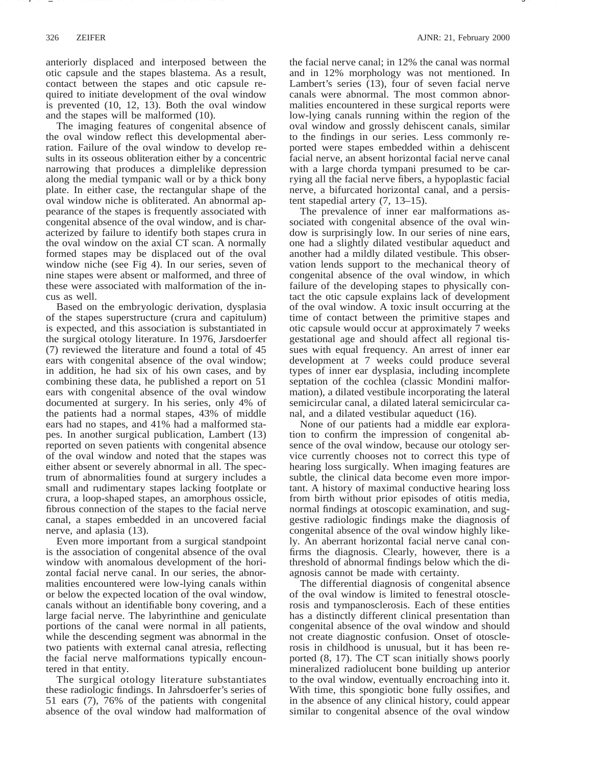anteriorly displaced and interposed between the otic capsule and the stapes blastema. As a result, contact between the stapes and otic capsule required to initiate development of the oval window is prevented (10, 12, 13). Both the oval window and the stapes will be malformed (10).

The imaging features of congenital absence of the oval window reflect this developmental aberration. Failure of the oval window to develop results in its osseous obliteration either by a concentric narrowing that produces a dimplelike depression along the medial tympanic wall or by a thick bony plate. In either case, the rectangular shape of the oval window niche is obliterated. An abnormal appearance of the stapes is frequently associated with congenital absence of the oval window, and is characterized by failure to identify both stapes crura in the oval window on the axial CT scan. A normally formed stapes may be displaced out of the oval window niche (see Fig 4). In our series, seven of nine stapes were absent or malformed, and three of these were associated with malformation of the incus as well.

Based on the embryologic derivation, dysplasia of the stapes superstructure (crura and capitulum) is expected, and this association is substantiated in the surgical otology literature. In 1976, Jarsdoerfer (7) reviewed the literature and found a total of 45 ears with congenital absence of the oval window; in addition, he had six of his own cases, and by combining these data, he published a report on 51 ears with congenital absence of the oval window documented at surgery. In his series, only 4% of the patients had a normal stapes, 43% of middle ears had no stapes, and 41% had a malformed stapes. In another surgical publication, Lambert (13) reported on seven patients with congenital absence of the oval window and noted that the stapes was either absent or severely abnormal in all. The spectrum of abnormalities found at surgery includes a small and rudimentary stapes lacking footplate or crura, a loop-shaped stapes, an amorphous ossicle, fibrous connection of the stapes to the facial nerve canal, a stapes embedded in an uncovered facial nerve, and aplasia (13).

Even more important from a surgical standpoint is the association of congenital absence of the oval window with anomalous development of the horizontal facial nerve canal. In our series, the abnormalities encountered were low-lying canals within or below the expected location of the oval window, canals without an identifiable bony covering, and a large facial nerve. The labyrinthine and geniculate portions of the canal were normal in all patients, while the descending segment was abnormal in the two patients with external canal atresia, reflecting the facial nerve malformations typically encountered in that entity.

The surgical otology literature substantiates these radiologic findings. In Jahrsdoerfer's series of 51 ears (7), 76% of the patients with congenital absence of the oval window had malformation of the facial nerve canal; in 12% the canal was normal and in 12% morphology was not mentioned. In Lambert's series (13), four of seven facial nerve canals were abnormal. The most common abnormalities encountered in these surgical reports were low-lying canals running within the region of the oval window and grossly dehiscent canals, similar to the findings in our series. Less commonly reported were stapes embedded within a dehiscent facial nerve, an absent horizontal facial nerve canal with a large chorda tympani presumed to be carrying all the facial nerve fibers, a hypoplastic facial nerve, a bifurcated horizontal canal, and a persistent stapedial artery (7, 13–15).

The prevalence of inner ear malformations associated with congenital absence of the oval window is surprisingly low. In our series of nine ears, one had a slightly dilated vestibular aqueduct and another had a mildly dilated vestibule. This observation lends support to the mechanical theory of congenital absence of the oval window, in which failure of the developing stapes to physically contact the otic capsule explains lack of development of the oval window. A toxic insult occurring at the time of contact between the primitive stapes and otic capsule would occur at approximately 7 weeks gestational age and should affect all regional tissues with equal frequency. An arrest of inner ear development at 7 weeks could produce several types of inner ear dysplasia, including incomplete septation of the cochlea (classic Mondini malformation), a dilated vestibule incorporating the lateral semicircular canal, a dilated lateral semicircular canal, and a dilated vestibular aqueduct (16).

None of our patients had a middle ear exploration to confirm the impression of congenital absence of the oval window, because our otology service currently chooses not to correct this type of hearing loss surgically. When imaging features are subtle, the clinical data become even more important. A history of maximal conductive hearing loss from birth without prior episodes of otitis media, normal findings at otoscopic examination, and suggestive radiologic findings make the diagnosis of congenital absence of the oval window highly likely. An aberrant horizontal facial nerve canal confirms the diagnosis. Clearly, however, there is a threshold of abnormal findings below which the diagnosis cannot be made with certainty.

The differential diagnosis of congenital absence of the oval window is limited to fenestral otosclerosis and tympanosclerosis. Each of these entities has a distinctly different clinical presentation than congenital absence of the oval window and should not create diagnostic confusion. Onset of otosclerosis in childhood is unusual, but it has been reported (8, 17). The CT scan initially shows poorly mineralized radiolucent bone building up anterior to the oval window, eventually encroaching into it. With time, this spongiotic bone fully ossifies, and in the absence of any clinical history, could appear similar to congenital absence of the oval window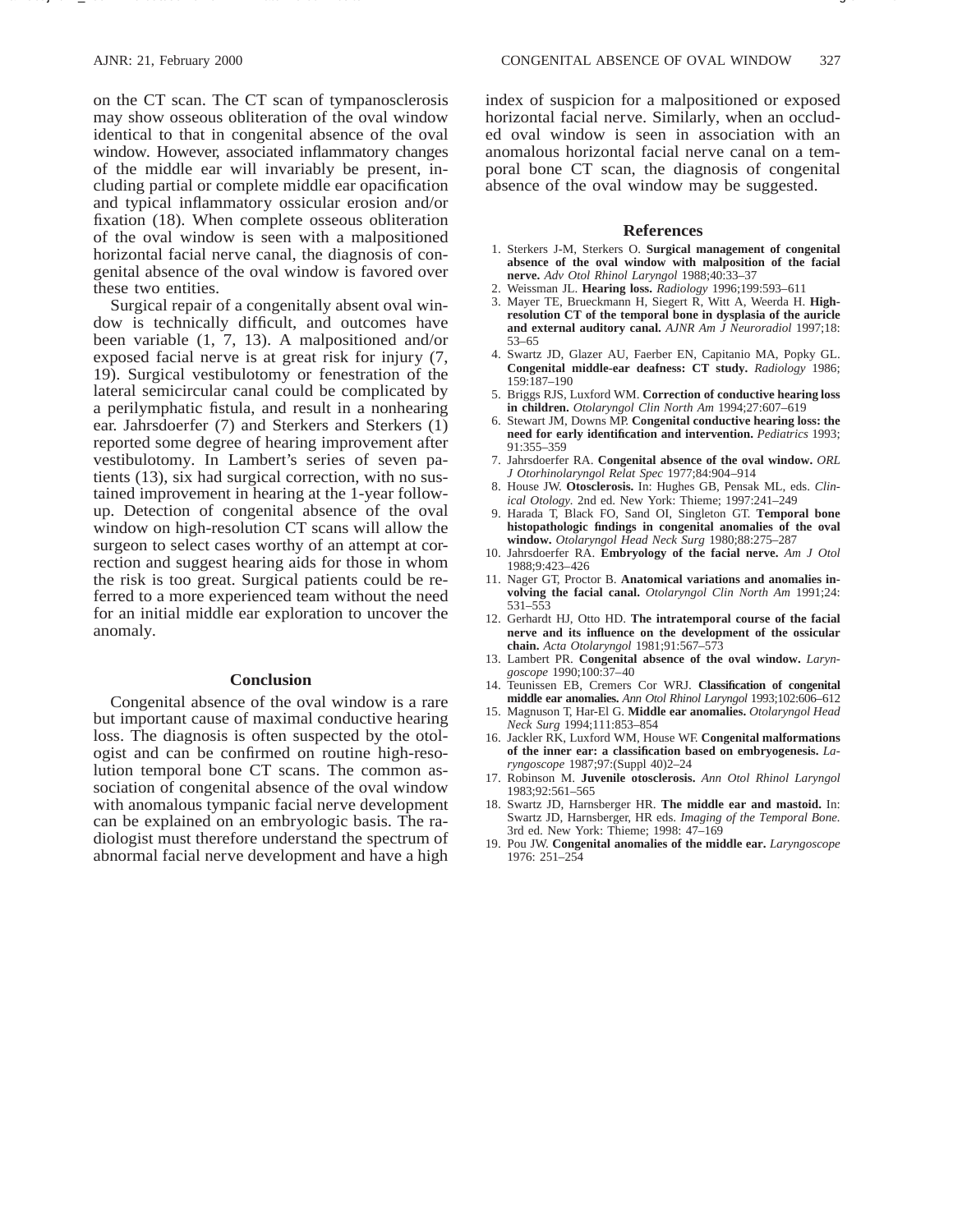on the CT scan. The CT scan of tympanosclerosis may show osseous obliteration of the oval window identical to that in congenital absence of the oval window. However, associated inflammatory changes of the middle ear will invariably be present, including partial or complete middle ear opacification and typical inflammatory ossicular erosion and/or fixation (18). When complete osseous obliteration of the oval window is seen with a malpositioned horizontal facial nerve canal, the diagnosis of congenital absence of the oval window is favored over these two entities.

Surgical repair of a congenitally absent oval window is technically difficult, and outcomes have been variable (1, 7, 13). A malpositioned and/or exposed facial nerve is at great risk for injury (7, 19). Surgical vestibulotomy or fenestration of the lateral semicircular canal could be complicated by a perilymphatic fistula, and result in a nonhearing ear. Jahrsdoerfer (7) and Sterkers and Sterkers (1) reported some degree of hearing improvement after vestibulotomy. In Lambert's series of seven patients (13), six had surgical correction, with no sustained improvement in hearing at the 1-year follow-up. Detection of congenital absence of the oval window on high-resolution CT scans will allow the surgeon to select cases worthy of an attempt at correction and suggest hearing aids for those in whom the risk is too great. Surgical patients could be referred to a more experienced team without the need for an initial middle ear exploration to uncover the anomaly.

## Conclusion

Congenital absence of the oval window is a rare but important cause of maximal conductive hearing loss. The diagnosis is often suspected by the otologist and can be confirmed on routine high-resolution temporal bone CT scans. The common association of congenital absence of the oval window with anomalous tympanic facial nerve development can be explained on an embryologic basis. The radiologist must therefore understand the spectrum of abnormal facial nerve development and have a high index of suspicion for a malpositioned or exposed horizontal facial nerve. Similarly, when an occluded oval window is seen in association with an anomalous horizontal facial nerve canal on a temporal bone CT scan, the diagnosis of congenital absence of the oval window may be suggested.

## References

1. Sterkers J-M, Sterkers O. **Surgical management of congenital absence of the oval window with malposition of the facial nerve.** *Adv Otol Rhinol Laryngol* 1988;40:33–37
2. Weissman JL. **Hearing loss.** *Radiology* 1996;199:593–611
3. Mayer TE, Brueckmann H, Siegert R, Witt A, Weerda H. **High-resolution CT of the temporal bone in dysplasia of the auricle and external auditory canal.** *AJNR Am J Neuroradiol* 1997;18:53–65
4. Swartz JD, Glazer AU, Faerber EN, Capitanio MA, Popky GL. **Congenital middle-ear deafness: CT study.** *Radiology* 1986;159:187–190
5. Briggs RJS, Luxford WM. **Correction of conductive hearing loss in children.** *Otolaryngol Clin North Am* 1994;27:607–619
6. Stewart JM, Downs MP. **Congenital conductive hearing loss: the need for early identification and intervention.** *Pediatrics* 1993;91:355–359
7. Jahrsdoerfer RA. **Congenital absence of the oval window.** *ORL J Otorhinolaryngol Relat Spec* 1977;84:904–914
8. House JW. **Otosclerosis.** In: Hughes GB, Pensak ML, eds. *Clinical Otology.* 2nd ed. New York: Thieme; 1997:241–249
9. Harada T, Black FO, Sand OI, Singleton GT. **Temporal bone histopathologic findings in congenital anomalies of the oval window.** *Otolaryngol Head Neck Surg* 1980;88:275–287
10. Jahrsdoerfer RA. **Embryology of the facial nerve.** *Am J Otol* 1988;9:423–426
11. Nager GT, Proctor B. **Anatomical variations and anomalies involving the facial canal.** *Otolaryngol Clin North Am* 1991;24:531–553
12. Gerhardt HJ, Otto HD. **The intratemporal course of the facial nerve and its influence on the development of the ossicular chain.** *Acta Otolaryngol* 1981;91:567–573
13. Lambert PR. **Congenital absence of the oval window.** *Laryngoscope* 1990;100:37–40
14. Teunissen EB, Cremers Cor WRJ. **Classification of congenital middle ear anomalies.** *Ann Otol Rhinol Laryngol* 1993;102:606–612
15. Magnuson T, Har-El G. **Middle ear anomalies.** *Otolaryngol Head Neck Surg* 1994;111:853–854
16. Jackler RK, Luxford WM, House WF. **Congenital malformations of the inner ear: a classification based on embryogenesis.** *Laryngoscope* 1987;97:(Suppl 40)2–24
17. Robinson M. **Juvenile otosclerosis.** *Ann Otol Rhinol Laryngol* 1983;92:561–565
18. Swartz JD, Harnsberger HR. **The middle ear and mastoid.** In: Swartz JD, Harnsberger, HR eds. *Imaging of the Temporal Bone.* 3rd ed. New York: Thieme; 1998: 47–169
19. Pou JW. **Congenital anomalies of the middle ear.** *Laryngoscope* 1976: 251–254